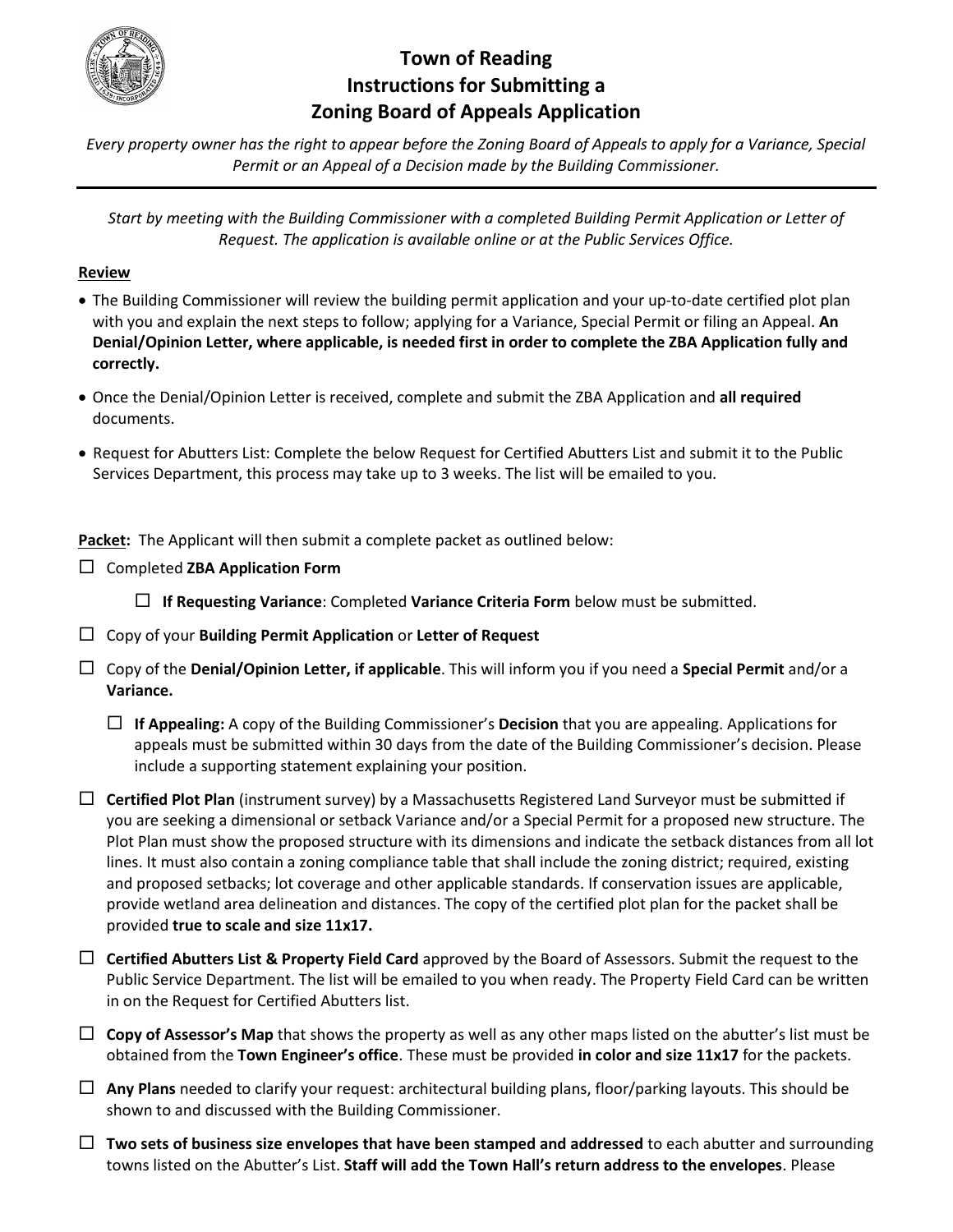# Town of Reading
## Instructions for Submitting a Zoning Board of Appeals Application

*Every property owner has the right to appear before the Zoning Board of Appeals to apply for a Variance, Special Permit or an Appeal of a Decision made by the Building Commissioner.*

---

*Start by meeting with the Building Commissioner with a completed Building Permit Application or Letter of Request. The application is available online or at the Public Services Office.*

**Review**

- The Building Commissioner will review the building permit application and your up-to-date certified plot plan with you and explain the next steps to follow; applying for a Variance, Special Permit or filing an Appeal. **An Denial/Opinion Letter, where applicable, is needed first in order to complete the ZBA Application fully and correctly.**
- Once the Denial/Opinion Letter is received, complete and submit the ZBA Application and **all required** documents.
- Request for Abutters List: Complete the below Request for Certified Abutters List and submit it to the Public Services Department, this process may take up to 3 weeks. The list will be emailed to you.

**Packet:** The Applicant will then submit a complete packet as outlined below:

- ☐ Completed **ZBA Application Form**
  - ☐ **If Requesting Variance**: Completed **Variance Criteria Form** below must be submitted.
- ☐ Copy of your **Building Permit Application** or **Letter of Request**
- ☐ Copy of the **Denial/Opinion Letter, if applicable**. This will inform you if you need a **Special Permit** and/or a **Variance.**
  - ☐ **If Appealing:** A copy of the Building Commissioner's **Decision** that you are appealing. Applications for appeals must be submitted within 30 days from the date of the Building Commissioner's decision. Please include a supporting statement explaining your position.
- ☐ **Certified Plot Plan** (instrument survey) by a Massachusetts Registered Land Surveyor must be submitted if you are seeking a dimensional or setback Variance and/or a Special Permit for a proposed new structure. The Plot Plan must show the proposed structure with its dimensions and indicate the setback distances from all lot lines. It must also contain a zoning compliance table that shall include the zoning district; required, existing and proposed setbacks; lot coverage and other applicable standards. If conservation issues are applicable, provide wetland area delineation and distances. The copy of the certified plot plan for the packet shall be provided **true to scale and size 11x17.**
- ☐ **Certified Abutters List & Property Field Card** approved by the Board of Assessors. Submit the request to the Public Service Department. The list will be emailed to you when ready. The Property Field Card can be written in on the Request for Certified Abutters list.
- ☐ **Copy of Assessor's Map** that shows the property as well as any other maps listed on the abutter's list must be obtained from the **Town Engineer's office**. These must be provided **in color and size 11x17** for the packets.
- ☐ **Any Plans** needed to clarify your request: architectural building plans, floor/parking layouts. This should be shown to and discussed with the Building Commissioner.
- ☐ **Two sets of business size envelopes that have been stamped and addressed** to each abutter and surrounding towns listed on the Abutter's List. **Staff will add the Town Hall's return address to the envelopes**. Please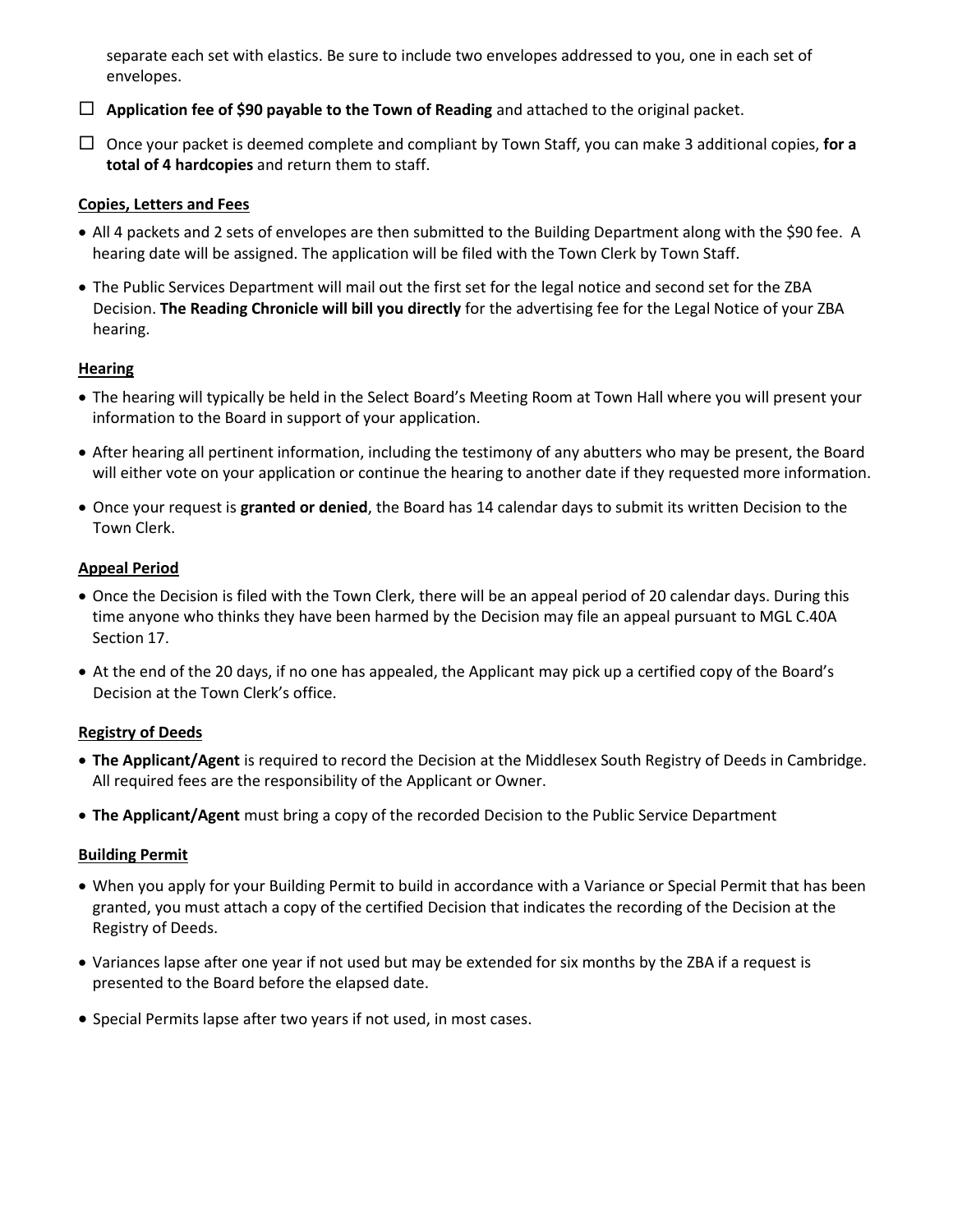separate each set with elastics. Be sure to include two envelopes addressed to you, one in each set of envelopes.

- ☐ **Application fee of $90 payable to the Town of Reading** and attached to the original packet.
- ☐ Once your packet is deemed complete and compliant by Town Staff, you can make 3 additional copies, **for a total of 4 hardcopies** and return them to staff.

**Copies, Letters and Fees**

- All 4 packets and 2 sets of envelopes are then submitted to the Building Department along with the $90 fee. A hearing date will be assigned. The application will be filed with the Town Clerk by Town Staff.
- The Public Services Department will mail out the first set for the legal notice and second set for the ZBA Decision. **The Reading Chronicle will bill you directly** for the advertising fee for the Legal Notice of your ZBA hearing.

**Hearing**

- The hearing will typically be held in the Select Board's Meeting Room at Town Hall where you will present your information to the Board in support of your application.
- After hearing all pertinent information, including the testimony of any abutters who may be present, the Board will either vote on your application or continue the hearing to another date if they requested more information.
- Once your request is **granted or denied**, the Board has 14 calendar days to submit its written Decision to the Town Clerk.

**Appeal Period**

- Once the Decision is filed with the Town Clerk, there will be an appeal period of 20 calendar days. During this time anyone who thinks they have been harmed by the Decision may file an appeal pursuant to MGL C.40A Section 17.
- At the end of the 20 days, if no one has appealed, the Applicant may pick up a certified copy of the Board's Decision at the Town Clerk's office.

**Registry of Deeds**

- **The Applicant/Agent** is required to record the Decision at the Middlesex South Registry of Deeds in Cambridge. All required fees are the responsibility of the Applicant or Owner.
- **The Applicant/Agent** must bring a copy of the recorded Decision to the Public Service Department

**Building Permit**

- When you apply for your Building Permit to build in accordance with a Variance or Special Permit that has been granted, you must attach a copy of the certified Decision that indicates the recording of the Decision at the Registry of Deeds.
- Variances lapse after one year if not used but may be extended for six months by the ZBA if a request is presented to the Board before the elapsed date.
- Special Permits lapse after two years if not used, in most cases.